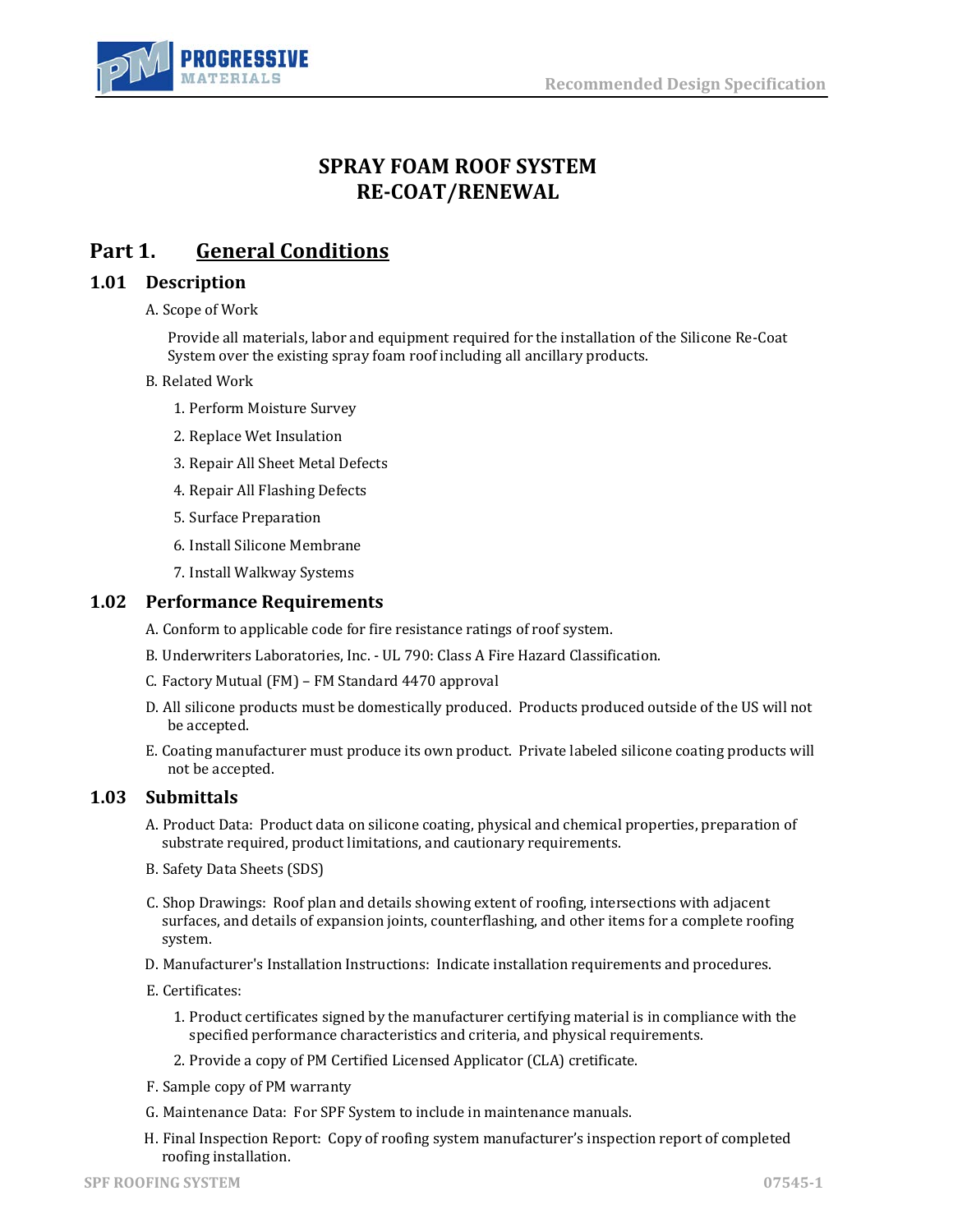# SPRAY FOAM ROOF SYSTEM RE-COAT/RENEWAL

## Part 1. General Conditions

### 1.01 Description

A. Scope of Work

Provide all materials, labor and equipment required for the installation of the Silicone Re-Coat System over the existing spray foam roof including all ancillary products.

B. Related Work

1. Perform Moisture Survey
2. Replace Wet Insulation
3. Repair All Sheet Metal Defects
4. Repair All Flashing Defects
5. Surface Preparation
6. Install Silicone Membrane
7. Install Walkway Systems

### 1.02 Performance Requirements

A. Conform to applicable code for fire resistance ratings of roof system.

B. Underwriters Laboratories, Inc. - UL 790: Class A Fire Hazard Classification.

C. Factory Mutual (FM) – FM Standard 4470 approval

D. All silicone products must be domestically produced. Products produced outside of the US will not be accepted.

E. Coating manufacturer must produce its own product. Private labeled silicone coating products will not be accepted.

### 1.03 Submittals

A. Product Data: Product data on silicone coating, physical and chemical properties, preparation of substrate required, product limitations, and cautionary requirements.

B. Safety Data Sheets (SDS)

C. Shop Drawings: Roof plan and details showing extent of roofing, intersections with adjacent surfaces, and details of expansion joints, counterflashing, and other items for a complete roofing system.

D. Manufacturer's Installation Instructions: Indicate installation requirements and procedures.

E. Certificates:

1. Product certificates signed by the manufacturer certifying material is in compliance with the specified performance characteristics and criteria, and physical requirements.
2. Provide a copy of PM Certified Licensed Applicator (CLA) cretificate.

F. Sample copy of PM warranty

G. Maintenance Data: For SPF System to include in maintenance manuals.

H. Final Inspection Report: Copy of roofing system manufacturer's inspection report of completed roofing installation.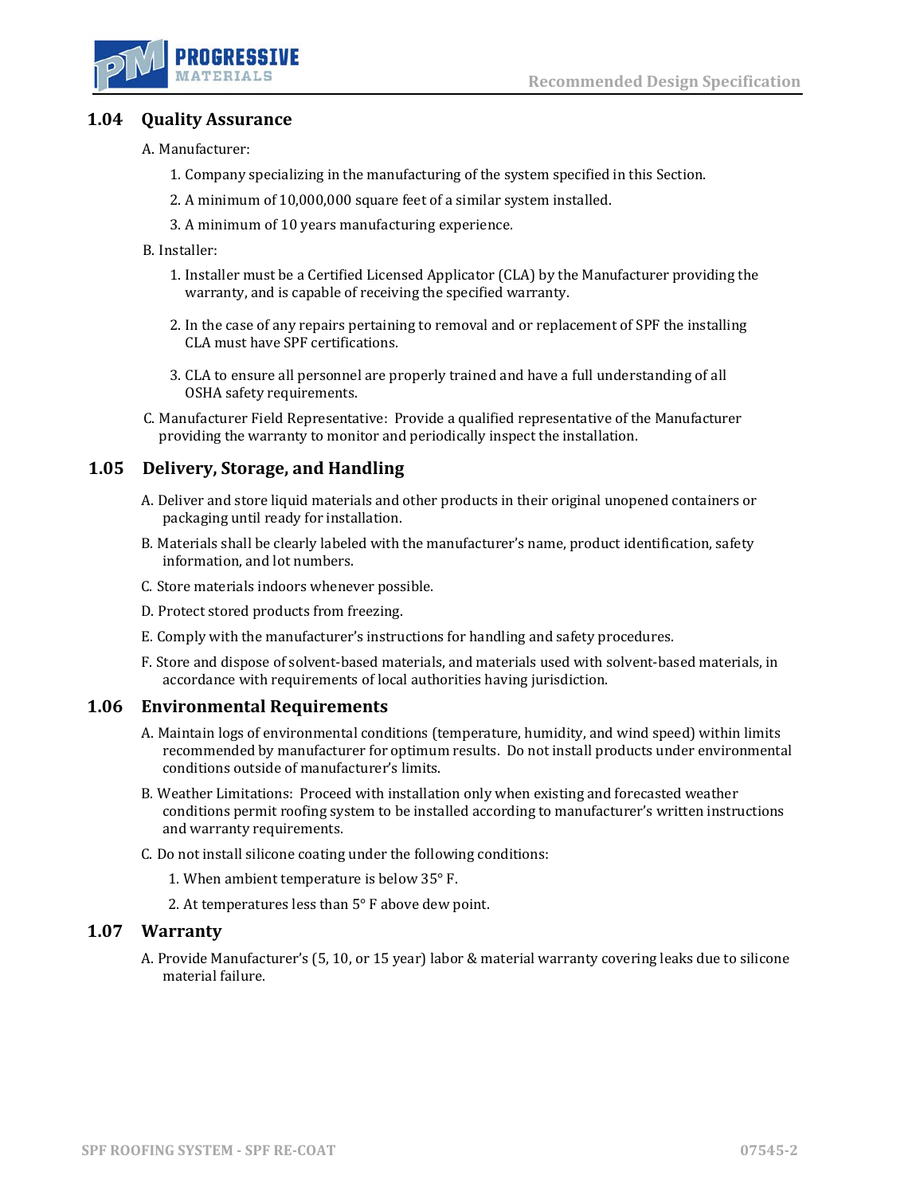## 1.04 Quality Assurance

A. Manufacturer:

1. Company specializing in the manufacturing of the system specified in this Section.
2. A minimum of 10,000,000 square feet of a similar system installed.
3. A minimum of 10 years manufacturing experience.

B. Installer:

1. Installer must be a Certified Licensed Applicator (CLA) by the Manufacturer providing the warranty, and is capable of receiving the specified warranty.
2. In the case of any repairs pertaining to removal and or replacement of SPF the installing CLA must have SPF certifications.
3. CLA to ensure all personnel are properly trained and have a full understanding of all OSHA safety requirements.

C. Manufacturer Field Representative: Provide a qualified representative of the Manufacturer providing the warranty to monitor and periodically inspect the installation.

## 1.05 Delivery, Storage, and Handling

A. Deliver and store liquid materials and other products in their original unopened containers or packaging until ready for installation.

B. Materials shall be clearly labeled with the manufacturer's name, product identification, safety information, and lot numbers.

C. Store materials indoors whenever possible.

D. Protect stored products from freezing.

E. Comply with the manufacturer's instructions for handling and safety procedures.

F. Store and dispose of solvent-based materials, and materials used with solvent-based materials, in accordance with requirements of local authorities having jurisdiction.

## 1.06 Environmental Requirements

A. Maintain logs of environmental conditions (temperature, humidity, and wind speed) within limits recommended by manufacturer for optimum results. Do not install products under environmental conditions outside of manufacturer's limits.

B. Weather Limitations: Proceed with installation only when existing and forecasted weather conditions permit roofing system to be installed according to manufacturer's written instructions and warranty requirements.

C. Do not install silicone coating under the following conditions:

1. When ambient temperature is below 35° F.
2. At temperatures less than 5° F above dew point.

## 1.07 Warranty

A. Provide Manufacturer's (5, 10, or 15 year) labor & material warranty covering leaks due to silicone material failure.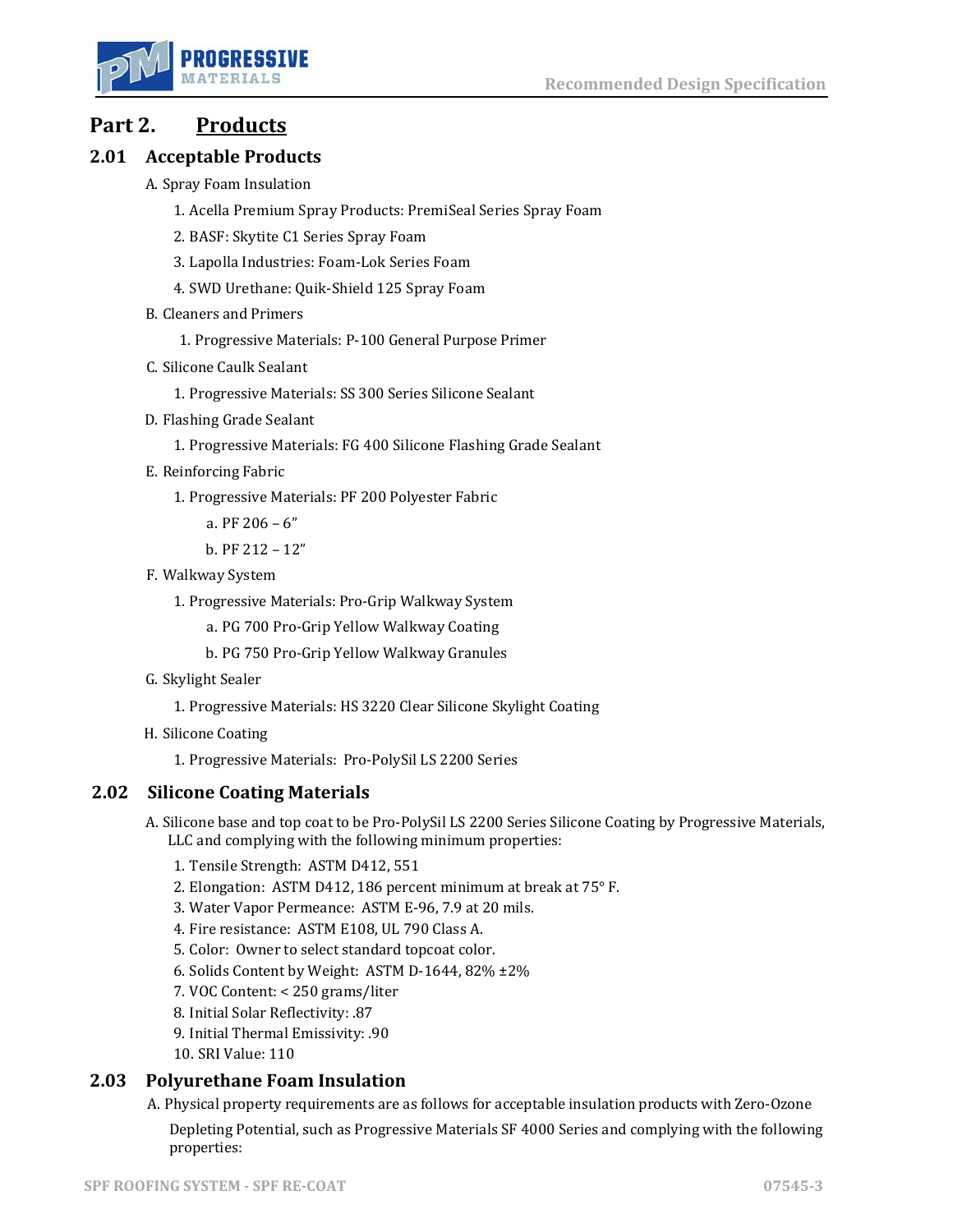# Part 2. Products

## 2.01 Acceptable Products

A. Spray Foam Insulation

1. Acella Premium Spray Products: PremiSeal Series Spray Foam
2. BASF: Skytite C1 Series Spray Foam
3. Lapolla Industries: Foam-Lok Series Foam
4. SWD Urethane: Quik-Shield 125 Spray Foam

B. Cleaners and Primers

1. Progressive Materials: P-100 General Purpose Primer

C. Silicone Caulk Sealant

1. Progressive Materials: SS 300 Series Silicone Sealant

D. Flashing Grade Sealant

1. Progressive Materials: FG 400 Silicone Flashing Grade Sealant

E. Reinforcing Fabric

1. Progressive Materials: PF 200 Polyester Fabric
   a. PF 206 – 6"
   b. PF 212 – 12"

F. Walkway System

1. Progressive Materials: Pro-Grip Walkway System
   a. PG 700 Pro-Grip Yellow Walkway Coating
   b. PG 750 Pro-Grip Yellow Walkway Granules

G. Skylight Sealer

1. Progressive Materials: HS 3220 Clear Silicone Skylight Coating

H. Silicone Coating

1. Progressive Materials: Pro-PolySil LS 2200 Series

## 2.02 Silicone Coating Materials

A. Silicone base and top coat to be Pro-PolySil LS 2200 Series Silicone Coating by Progressive Materials, LLC and complying with the following minimum properties:

1. Tensile Strength: ASTM D412, 551
2. Elongation: ASTM D412, 186 percent minimum at break at 75° F.
3. Water Vapor Permeance: ASTM E-96, 7.9 at 20 mils.
4. Fire resistance: ASTM E108, UL 790 Class A.
5. Color: Owner to select standard topcoat color.
6. Solids Content by Weight: ASTM D-1644, 82% ±2%
7. VOC Content: < 250 grams/liter
8. Initial Solar Reflectivity: .87
9. Initial Thermal Emissivity: .90
10. SRI Value: 110

## 2.03 Polyurethane Foam Insulation

A. Physical property requirements are as follows for acceptable insulation products with Zero-Ozone Depleting Potential, such as Progressive Materials SF 4000 Series and complying with the following properties: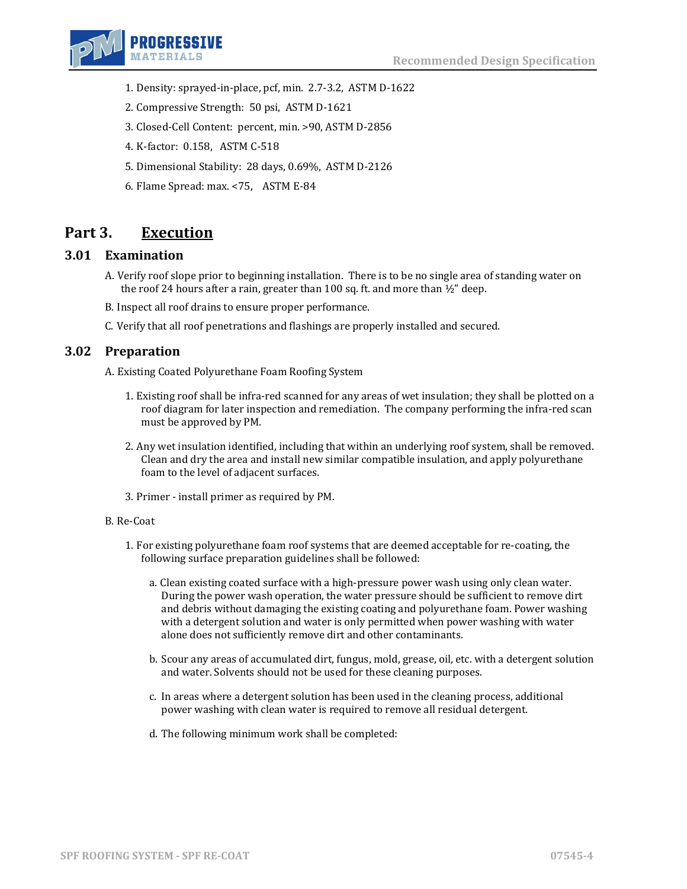1. Density: sprayed-in-place, pcf, min. 2.7-3.2, ASTM D-1622
2. Compressive Strength: 50 psi, ASTM D-1621
3. Closed-Cell Content: percent, min. >90, ASTM D-2856
4. K-factor: 0.158, ASTM C-518
5. Dimensional Stability: 28 days, 0.69%, ASTM D-2126
6. Flame Spread: max. <75, ASTM E-84

## Part 3. Execution

### 3.01 Examination

A. Verify roof slope prior to beginning installation. There is to be no single area of standing water on the roof 24 hours after a rain, greater than 100 sq. ft. and more than ½" deep.

B. Inspect all roof drains to ensure proper performance.

C. Verify that all roof penetrations and flashings are properly installed and secured.

### 3.02 Preparation

A. Existing Coated Polyurethane Foam Roofing System

1. Existing roof shall be infra-red scanned for any areas of wet insulation; they shall be plotted on a roof diagram for later inspection and remediation. The company performing the infra-red scan must be approved by PM.
2. Any wet insulation identified, including that within an underlying roof system, shall be removed. Clean and dry the area and install new similar compatible insulation, and apply polyurethane foam to the level of adjacent surfaces.
3. Primer - install primer as required by PM.

B. Re-Coat

1. For existing polyurethane foam roof systems that are deemed acceptable for re-coating, the following surface preparation guidelines shall be followed:

    a. Clean existing coated surface with a high-pressure power wash using only clean water. During the power wash operation, the water pressure should be sufficient to remove dirt and debris without damaging the existing coating and polyurethane foam. Power washing with a detergent solution and water is only permitted when power washing with water alone does not sufficiently remove dirt and other contaminants.

    b. Scour any areas of accumulated dirt, fungus, mold, grease, oil, etc. with a detergent solution and water. Solvents should not be used for these cleaning purposes.

    c. In areas where a detergent solution has been used in the cleaning process, additional power washing with clean water is required to remove all residual detergent.

    d. The following minimum work shall be completed: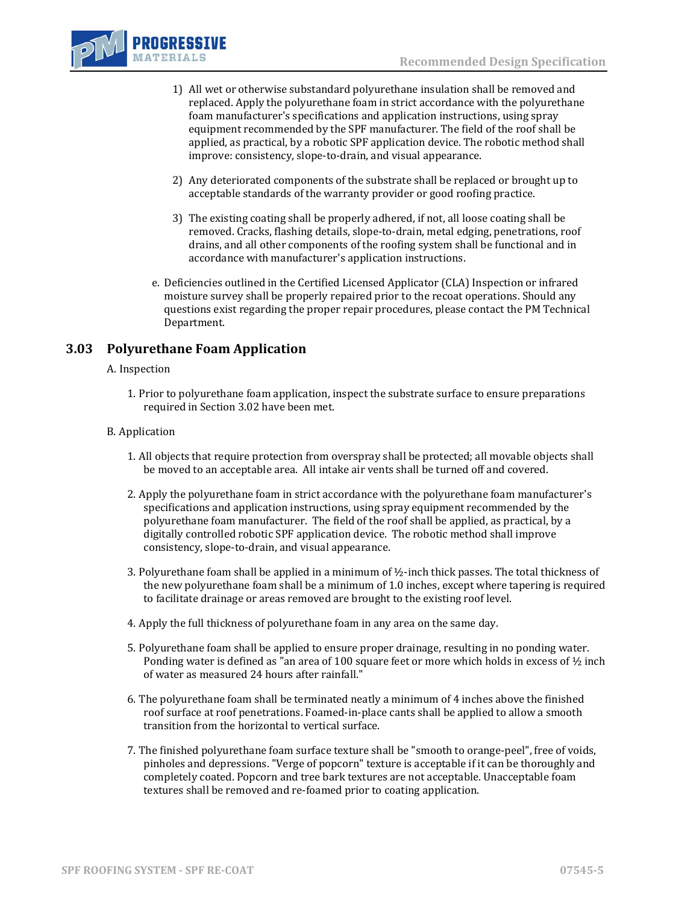1) All wet or otherwise substandard polyurethane insulation shall be removed and replaced. Apply the polyurethane foam in strict accordance with the polyurethane foam manufacturer's specifications and application instructions, using spray equipment recommended by the SPF manufacturer. The field of the roof shall be applied, as practical, by a robotic SPF application device. The robotic method shall improve: consistency, slope-to-drain, and visual appearance.

2) Any deteriorated components of the substrate shall be replaced or brought up to acceptable standards of the warranty provider or good roofing practice.

3) The existing coating shall be properly adhered, if not, all loose coating shall be removed. Cracks, flashing details, slope-to-drain, metal edging, penetrations, roof drains, and all other components of the roofing system shall be functional and in accordance with manufacturer's application instructions.

e. Deficiencies outlined in the Certified Licensed Applicator (CLA) Inspection or infrared moisture survey shall be properly repaired prior to the recoat operations. Should any questions exist regarding the proper repair procedures, please contact the PM Technical Department.

## 3.03 Polyurethane Foam Application

A. Inspection

1. Prior to polyurethane foam application, inspect the substrate surface to ensure preparations required in Section 3.02 have been met.

B. Application

1. All objects that require protection from overspray shall be protected; all movable objects shall be moved to an acceptable area. All intake air vents shall be turned off and covered.

2. Apply the polyurethane foam in strict accordance with the polyurethane foam manufacturer's specifications and application instructions, using spray equipment recommended by the polyurethane foam manufacturer. The field of the roof shall be applied, as practical, by a digitally controlled robotic SPF application device. The robotic method shall improve consistency, slope-to-drain, and visual appearance.

3. Polyurethane foam shall be applied in a minimum of ½-inch thick passes. The total thickness of the new polyurethane foam shall be a minimum of 1.0 inches, except where tapering is required to facilitate drainage or areas removed are brought to the existing roof level.

4. Apply the full thickness of polyurethane foam in any area on the same day.

5. Polyurethane foam shall be applied to ensure proper drainage, resulting in no ponding water. Ponding water is defined as "an area of 100 square feet or more which holds in excess of ½ inch of water as measured 24 hours after rainfall."

6. The polyurethane foam shall be terminated neatly a minimum of 4 inches above the finished roof surface at roof penetrations. Foamed-in-place cants shall be applied to allow a smooth transition from the horizontal to vertical surface.

7. The finished polyurethane foam surface texture shall be "smooth to orange-peel", free of voids, pinholes and depressions. "Verge of popcorn" texture is acceptable if it can be thoroughly and completely coated. Popcorn and tree bark textures are not acceptable. Unacceptable foam textures shall be removed and re-foamed prior to coating application.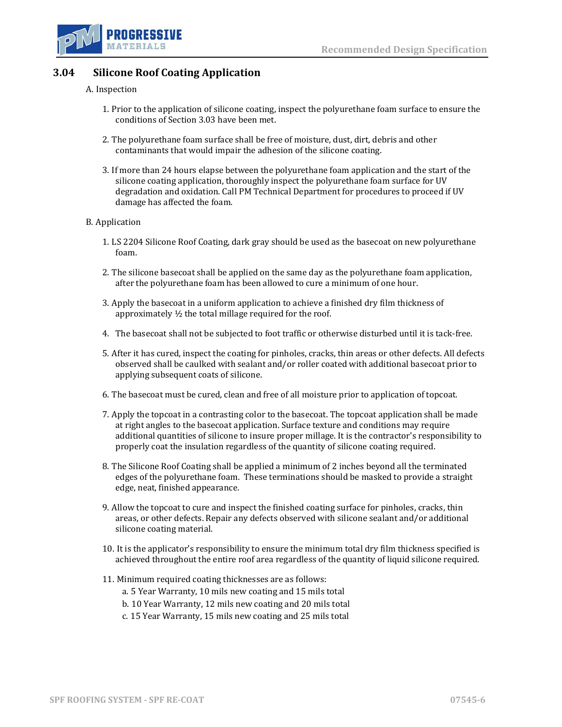## 3.04 Silicone Roof Coating Application

A. Inspection

1. Prior to the application of silicone coating, inspect the polyurethane foam surface to ensure the conditions of Section 3.03 have been met.

2. The polyurethane foam surface shall be free of moisture, dust, dirt, debris and other contaminants that would impair the adhesion of the silicone coating.

3. If more than 24 hours elapse between the polyurethane foam application and the start of the silicone coating application, thoroughly inspect the polyurethane foam surface for UV degradation and oxidation. Call PM Technical Department for procedures to proceed if UV damage has affected the foam.

B. Application

1. LS 2204 Silicone Roof Coating, dark gray should be used as the basecoat on new polyurethane foam.

2. The silicone basecoat shall be applied on the same day as the polyurethane foam application, after the polyurethane foam has been allowed to cure a minimum of one hour.

3. Apply the basecoat in a uniform application to achieve a finished dry film thickness of approximately ½ the total millage required for the roof.

4. The basecoat shall not be subjected to foot traffic or otherwise disturbed until it is tack-free.

5. After it has cured, inspect the coating for pinholes, cracks, thin areas or other defects. All defects observed shall be caulked with sealant and/or roller coated with additional basecoat prior to applying subsequent coats of silicone.

6. The basecoat must be cured, clean and free of all moisture prior to application of topcoat.

7. Apply the topcoat in a contrasting color to the basecoat. The topcoat application shall be made at right angles to the basecoat application. Surface texture and conditions may require additional quantities of silicone to insure proper millage. It is the contractor's responsibility to properly coat the insulation regardless of the quantity of silicone coating required.

8. The Silicone Roof Coating shall be applied a minimum of 2 inches beyond all the terminated edges of the polyurethane foam. These terminations should be masked to provide a straight edge, neat, finished appearance.

9. Allow the topcoat to cure and inspect the finished coating surface for pinholes, cracks, thin areas, or other defects. Repair any defects observed with silicone sealant and/or additional silicone coating material.

10. It is the applicator's responsibility to ensure the minimum total dry film thickness specified is achieved throughout the entire roof area regardless of the quantity of liquid silicone required.

11. Minimum required coating thicknesses are as follows:
    a. 5 Year Warranty, 10 mils new coating and 15 mils total
    b. 10 Year Warranty, 12 mils new coating and 20 mils total
    c. 15 Year Warranty, 15 mils new coating and 25 mils total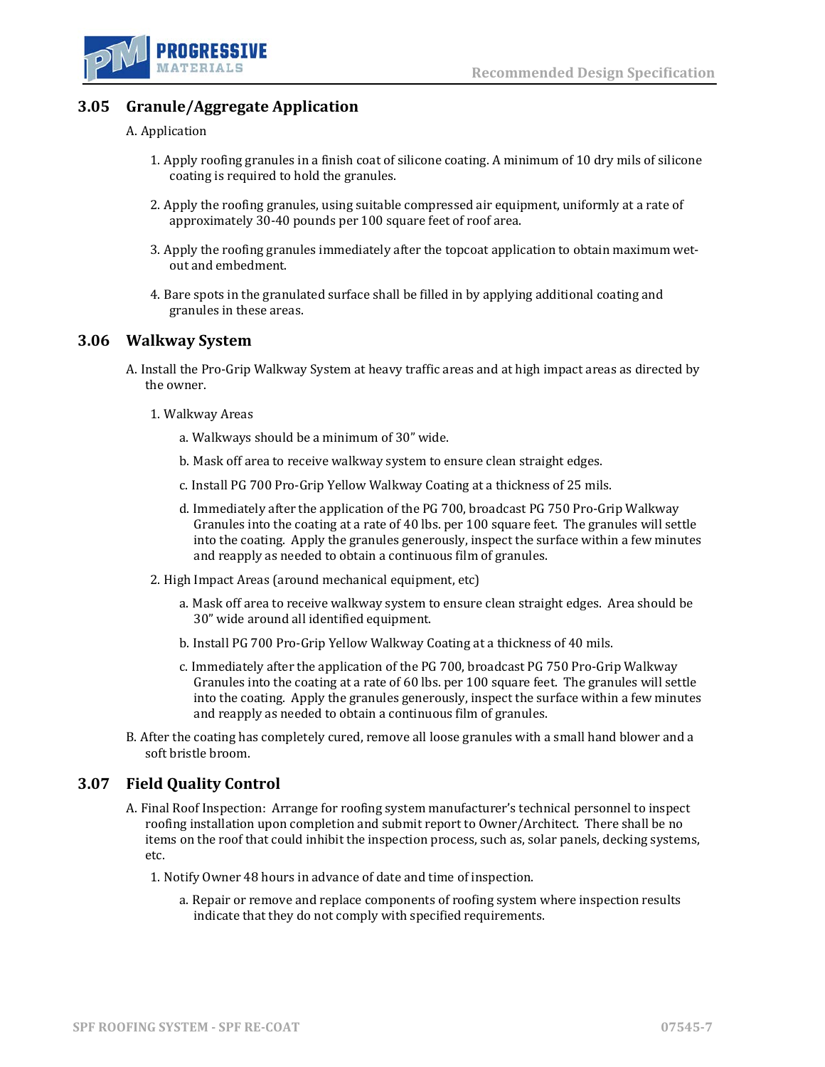## 3.05 Granule/Aggregate Application

A. Application

1. Apply roofing granules in a finish coat of silicone coating. A minimum of 10 dry mils of silicone coating is required to hold the granules.

2. Apply the roofing granules, using suitable compressed air equipment, uniformly at a rate of approximately 30-40 pounds per 100 square feet of roof area.

3. Apply the roofing granules immediately after the topcoat application to obtain maximum wet-out and embedment.

4. Bare spots in the granulated surface shall be filled in by applying additional coating and granules in these areas.

## 3.06 Walkway System

A. Install the Pro-Grip Walkway System at heavy traffic areas and at high impact areas as directed by the owner.

1. Walkway Areas

   a. Walkways should be a minimum of 30" wide.

   b. Mask off area to receive walkway system to ensure clean straight edges.

   c. Install PG 700 Pro-Grip Yellow Walkway Coating at a thickness of 25 mils.

   d. Immediately after the application of the PG 700, broadcast PG 750 Pro-Grip Walkway Granules into the coating at a rate of 40 lbs. per 100 square feet. The granules will settle into the coating. Apply the granules generously, inspect the surface within a few minutes and reapply as needed to obtain a continuous film of granules.

2. High Impact Areas (around mechanical equipment, etc)

   a. Mask off area to receive walkway system to ensure clean straight edges. Area should be 30" wide around all identified equipment.

   b. Install PG 700 Pro-Grip Yellow Walkway Coating at a thickness of 40 mils.

   c. Immediately after the application of the PG 700, broadcast PG 750 Pro-Grip Walkway Granules into the coating at a rate of 60 lbs. per 100 square feet. The granules will settle into the coating. Apply the granules generously, inspect the surface within a few minutes and reapply as needed to obtain a continuous film of granules.

B. After the coating has completely cured, remove all loose granules with a small hand blower and a soft bristle broom.

## 3.07 Field Quality Control

A. Final Roof Inspection: Arrange for roofing system manufacturer's technical personnel to inspect roofing installation upon completion and submit report to Owner/Architect. There shall be no items on the roof that could inhibit the inspection process, such as, solar panels, decking systems, etc.

1. Notify Owner 48 hours in advance of date and time of inspection.

   a. Repair or remove and replace components of roofing system where inspection results indicate that they do not comply with specified requirements.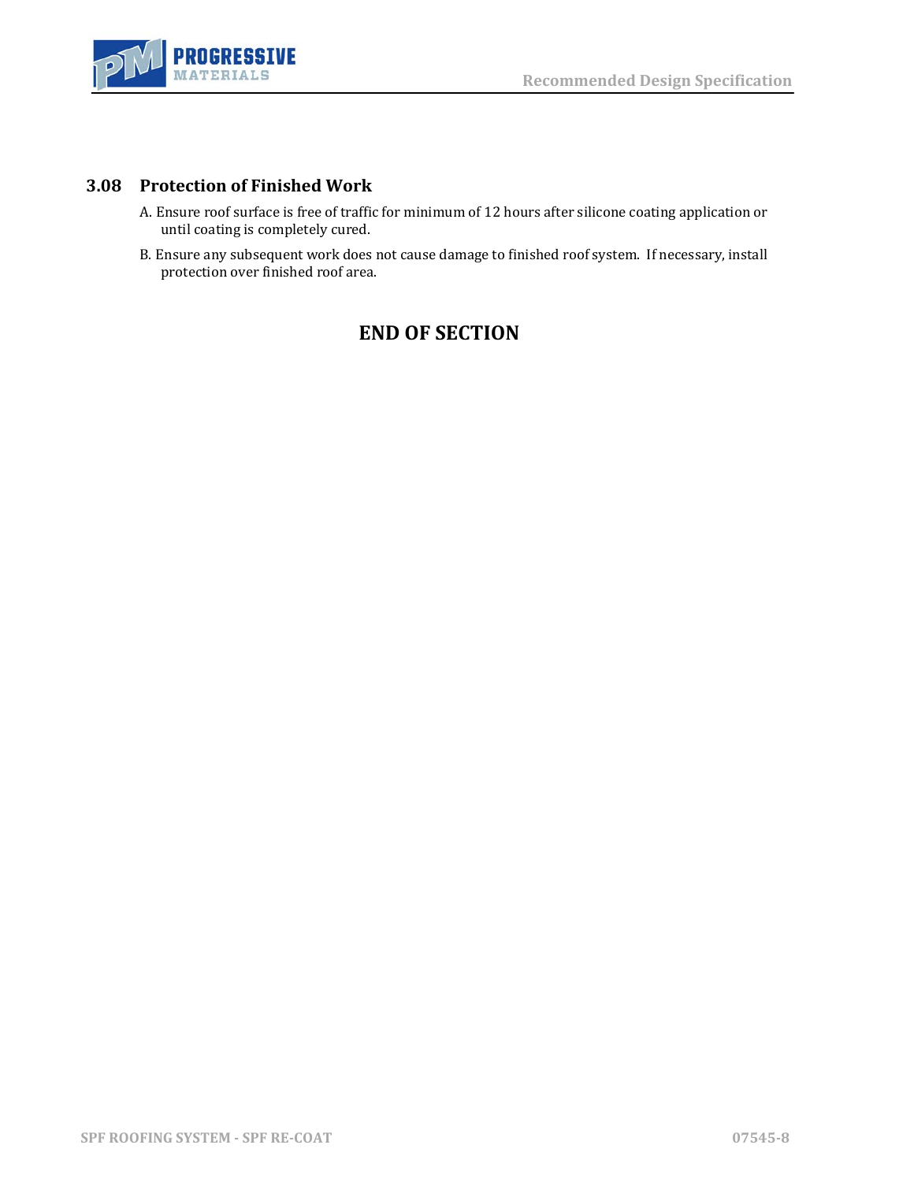## 3.08 Protection of Finished Work

A. Ensure roof surface is free of traffic for minimum of 12 hours after silicone coating application or until coating is completely cured.

B. Ensure any subsequent work does not cause damage to finished roof system. If necessary, install protection over finished roof area.

# END OF SECTION